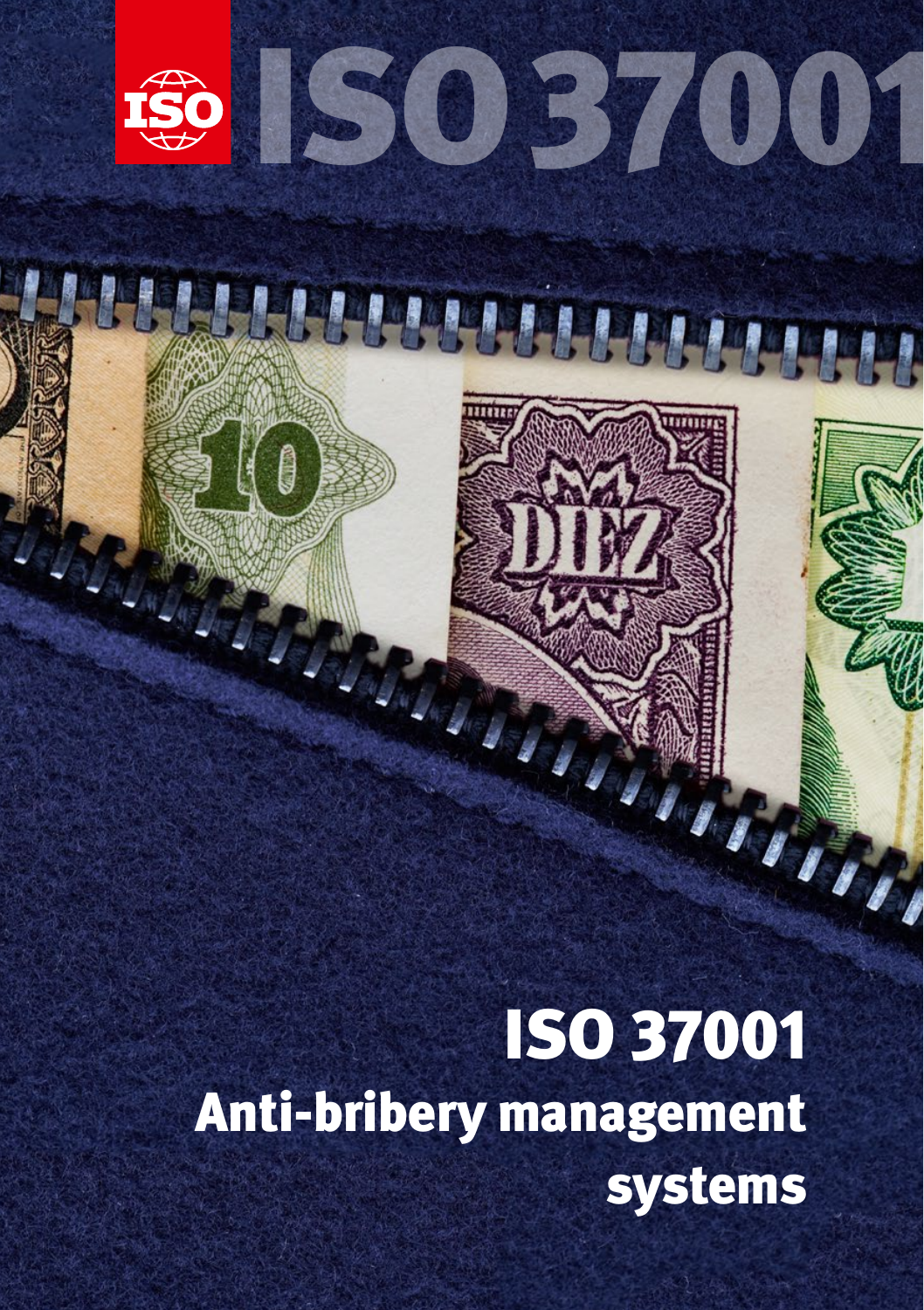# ISO 37001

# ISO 37001
## Anti-bribery management systems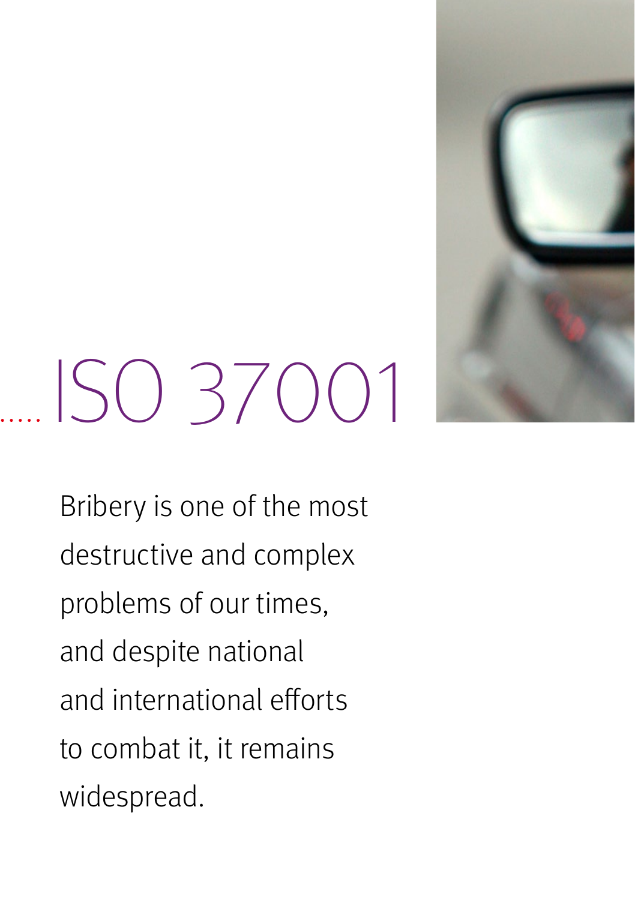# ISO 37001

Bribery is one of the most destructive and complex problems of our times, and despite national and international efforts to combat it, it remains widespread.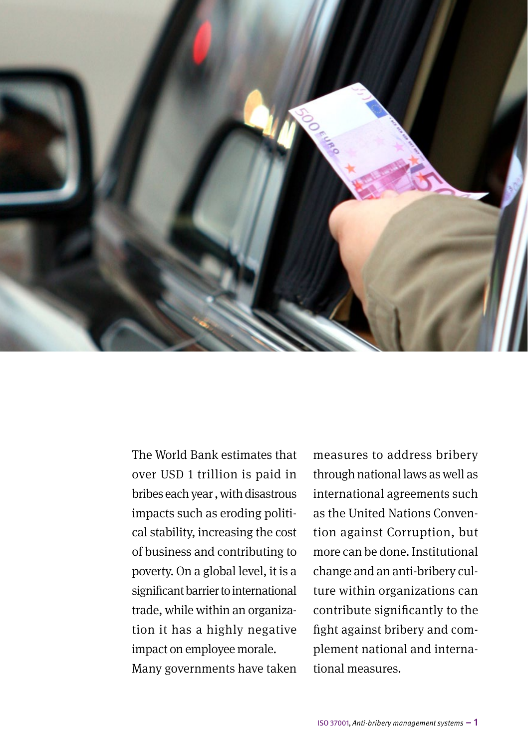The World Bank estimates that over USD 1 trillion is paid in bribes each year , with disastrous impacts such as eroding political stability, increasing the cost of business and contributing to poverty. On a global level, it is a significant barrier to international trade, while within an organization it has a highly negative impact on employee morale.

Many governments have taken measures to address bribery through national laws as well as international agreements such as the United Nations Convention against Corruption, but more can be done. Institutional change and an anti-bribery culture within organizations can contribute significantly to the fight against bribery and complement national and international measures.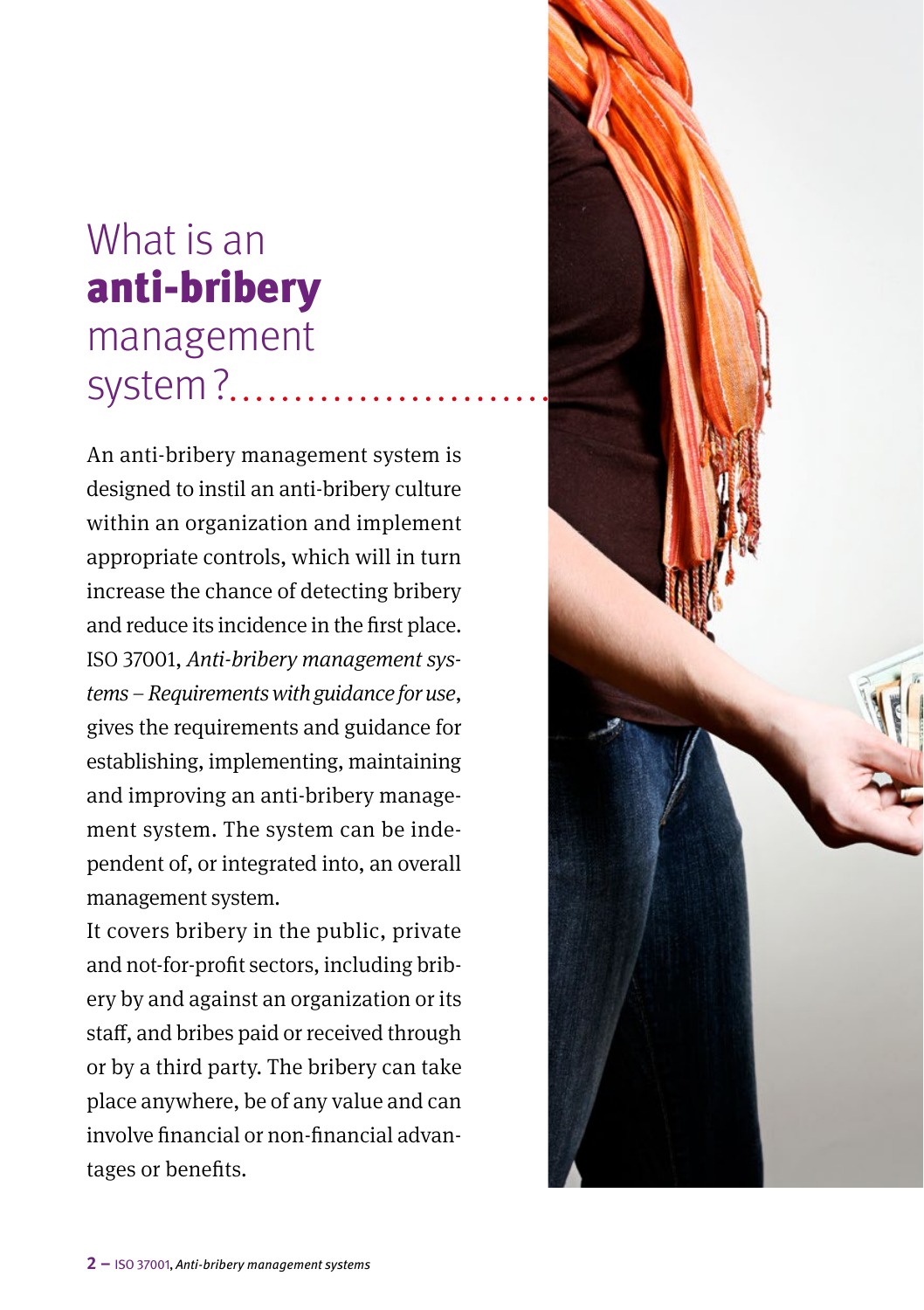# What is an **anti-bribery** management system?

An anti-bribery management system is designed to instil an anti-bribery culture within an organization and implement appropriate controls, which will in turn increase the chance of detecting bribery and reduce its incidence in the first place. ISO 37001, *Anti-bribery management systems – Requirements with guidance for use*, gives the requirements and guidance for establishing, implementing, maintaining and improving an anti-bribery management system. The system can be independent of, or integrated into, an overall management system.

It covers bribery in the public, private and not-for-profit sectors, including bribery by and against an organization or its staff, and bribes paid or received through or by a third party. The bribery can take place anywhere, be of any value and can involve financial or non-financial advantages or benefits.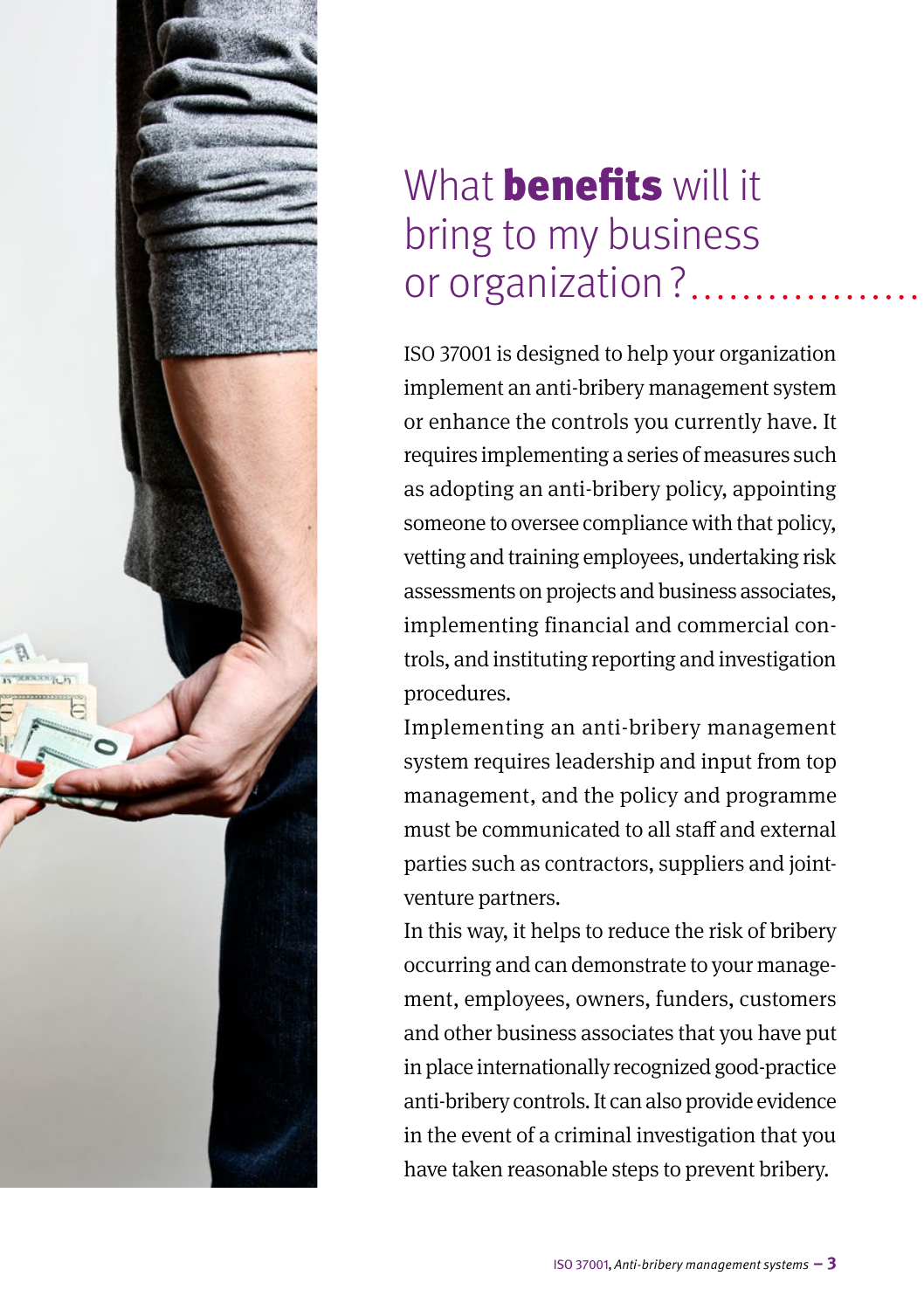# What **benefits** will it bring to my business or organization?

ISO 37001 is designed to help your organization implement an anti-bribery management system or enhance the controls you currently have. It requires implementing a series of measures such as adopting an anti-bribery policy, appointing someone to oversee compliance with that policy, vetting and training employees, undertaking risk assessments on projects and business associates, implementing financial and commercial controls, and instituting reporting and investigation procedures.

Implementing an anti-bribery management system requires leadership and input from top management, and the policy and programme must be communicated to all staff and external parties such as contractors, suppliers and joint-venture partners.

In this way, it helps to reduce the risk of bribery occurring and can demonstrate to your management, employees, owners, funders, customers and other business associates that you have put in place internationally recognized good-practice anti-bribery controls. It can also provide evidence in the event of a criminal investigation that you have taken reasonable steps to prevent bribery.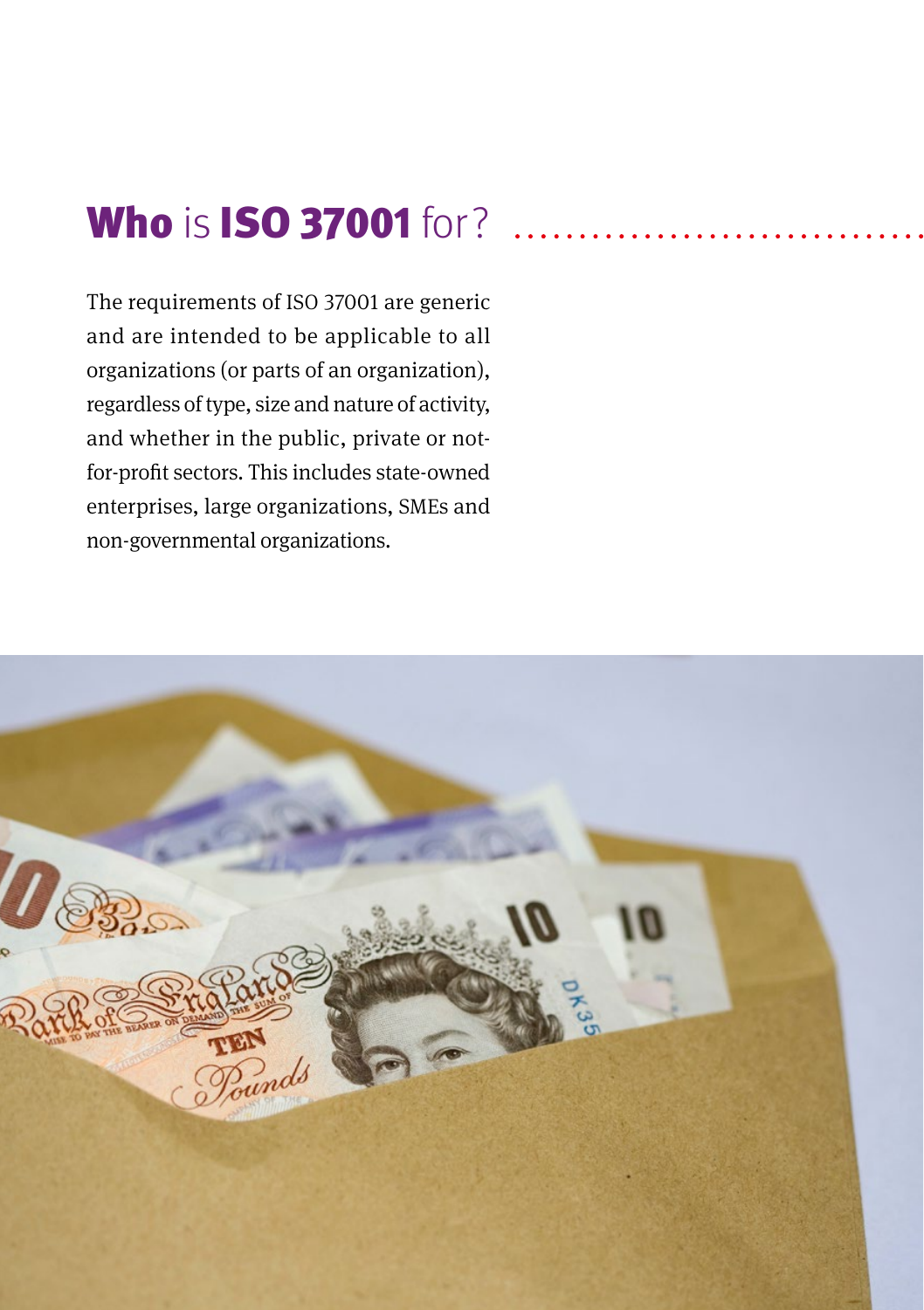# Who is ISO 37001 for?

The requirements of ISO 37001 are generic and are intended to be applicable to all organizations (or parts of an organization), regardless of type, size and nature of activity, and whether in the public, private or not-for-profit sectors. This includes state-owned enterprises, large organizations, SMEs and non-governmental organizations.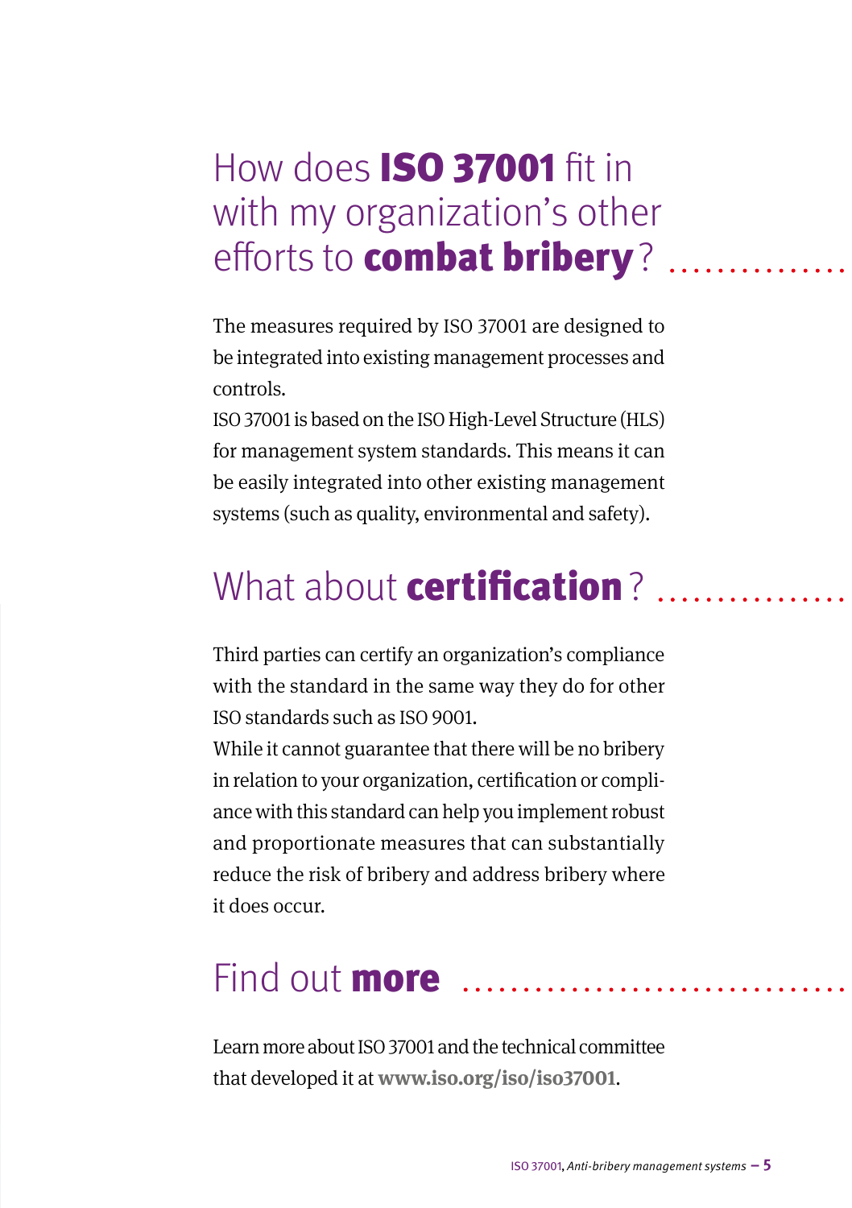## How does **ISO 37001** fit in with my organization's other efforts to **combat bribery**?

The measures required by ISO 37001 are designed to be integrated into existing management processes and controls.

ISO 37001 is based on the ISO High-Level Structure (HLS) for management system standards. This means it can be easily integrated into other existing management systems (such as quality, environmental and safety).

## What about **certification**?

Third parties can certify an organization's compliance with the standard in the same way they do for other ISO standards such as ISO 9001.

While it cannot guarantee that there will be no bribery in relation to your organization, certification or compliance with this standard can help you implement robust and proportionate measures that can substantially reduce the risk of bribery and address bribery where it does occur.

## Find out **more**

Learn more about ISO 37001 and the technical committee that developed it at **www.iso.org/iso/iso37001**.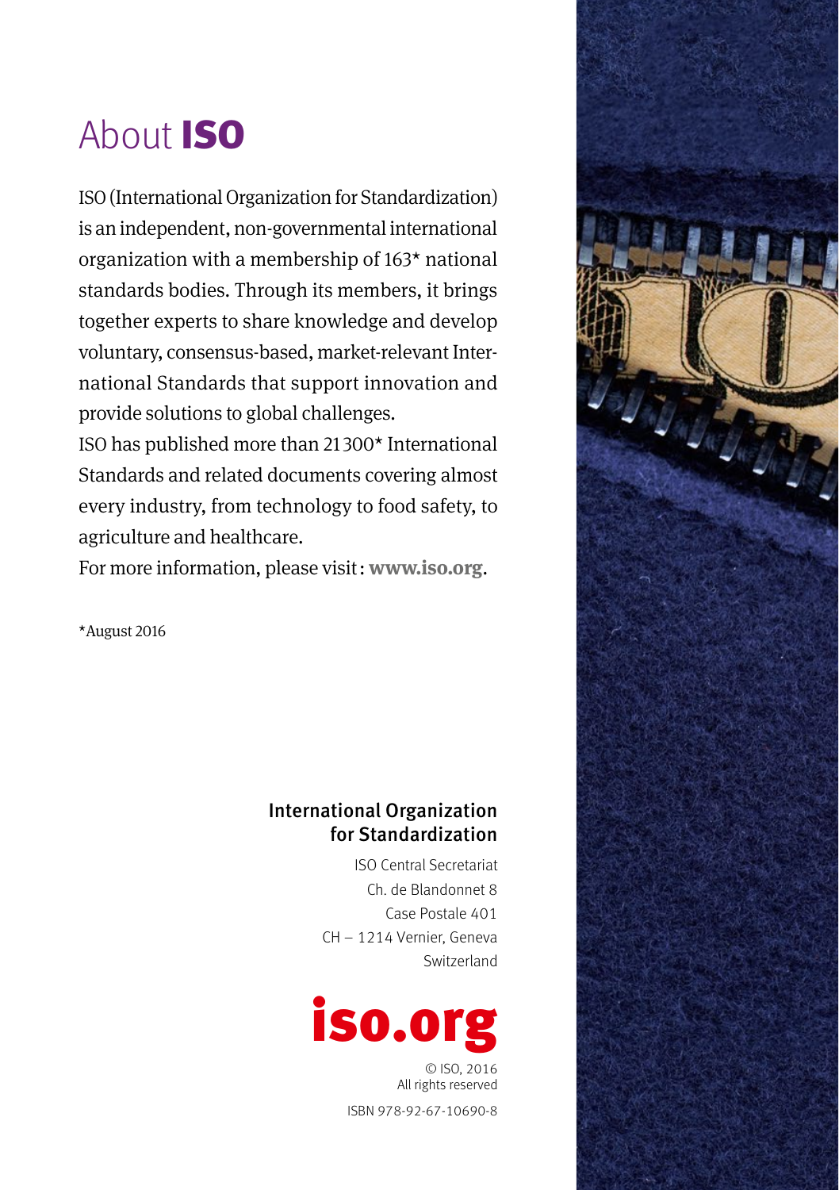# About **ISO**

ISO (International Organization for Standardization) is an independent, non-governmental international organization with a membership of 163* national standards bodies. Through its members, it brings together experts to share knowledge and develop voluntary, consensus-based, market-relevant International Standards that support innovation and provide solutions to global challenges.

ISO has published more than 21300* International Standards and related documents covering almost every industry, from technology to food safety, to agriculture and healthcare.

For more information, please visit: **www.iso.org**.

*August 2016

**International Organization for Standardization**

ISO Central Secretariat
Ch. de Blandonnet 8
Case Postale 401
CH – 1214 Vernier, Geneva
Switzerland

**iso.org**

© ISO, 2016
All rights reserved

ISBN 978-92-67-10690-8